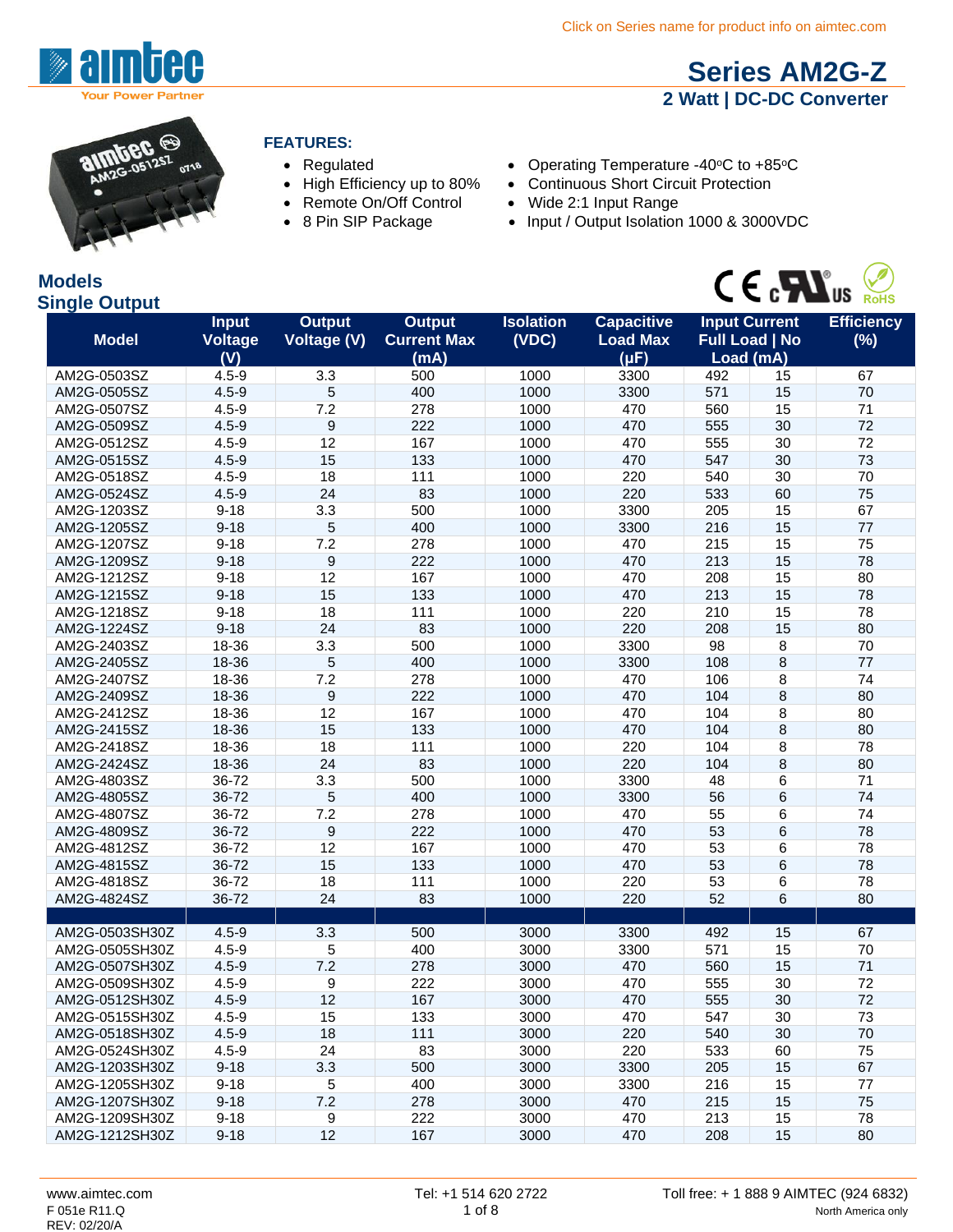Click on Series name for product info on aimtec.com

# Series AM2G-Z

## 2 Watt | DC-DC Converter

**FEATURES:**

- Regulated
- High Efficiency up to 80%
- Remote On/Off Control
- 8 Pin SIP Package
- Operating Temperature -40ºC to +85ºC
- Continuous Short Circuit Protection
- Wide 2:1 Input Range
- Input / Output Isolation 1000 & 3000VDC

## Models

## Single Output

| Model | Input Voltage (V) | Output Voltage (V) | Output Current Max (mA) | Isolation (VDC) | Capacitive Load Max (µF) | Input Current Full Load (mA) | Input Current No Load (mA) | Efficiency (%) |
|---|---|---|---|---|---|---|---|---|
| AM2G-0503SZ | 4.5-9 | 3.3 | 500 | 1000 | 3300 | 492 | 15 | 67 |
| AM2G-0505SZ | 4.5-9 | 5 | 400 | 1000 | 3300 | 571 | 15 | 70 |
| AM2G-0507SZ | 4.5-9 | 7.2 | 278 | 1000 | 470 | 560 | 15 | 71 |
| AM2G-0509SZ | 4.5-9 | 9 | 222 | 1000 | 470 | 555 | 30 | 72 |
| AM2G-0512SZ | 4.5-9 | 12 | 167 | 1000 | 470 | 555 | 30 | 72 |
| AM2G-0515SZ | 4.5-9 | 15 | 133 | 1000 | 470 | 547 | 30 | 73 |
| AM2G-0518SZ | 4.5-9 | 18 | 111 | 1000 | 220 | 540 | 30 | 70 |
| AM2G-0524SZ | 4.5-9 | 24 | 83 | 1000 | 220 | 533 | 60 | 75 |
| AM2G-1203SZ | 9-18 | 3.3 | 500 | 1000 | 3300 | 205 | 15 | 67 |
| AM2G-1205SZ | 9-18 | 5 | 400 | 1000 | 3300 | 216 | 15 | 77 |
| AM2G-1207SZ | 9-18 | 7.2 | 278 | 1000 | 470 | 215 | 15 | 75 |
| AM2G-1209SZ | 9-18 | 9 | 222 | 1000 | 470 | 213 | 15 | 78 |
| AM2G-1212SZ | 9-18 | 12 | 167 | 1000 | 470 | 208 | 15 | 80 |
| AM2G-1215SZ | 9-18 | 15 | 133 | 1000 | 470 | 213 | 15 | 78 |
| AM2G-1218SZ | 9-18 | 18 | 111 | 1000 | 220 | 210 | 15 | 78 |
| AM2G-1224SZ | 9-18 | 24 | 83 | 1000 | 220 | 208 | 15 | 80 |
| AM2G-2403SZ | 18-36 | 3.3 | 500 | 1000 | 3300 | 98 | 8 | 70 |
| AM2G-2405SZ | 18-36 | 5 | 400 | 1000 | 3300 | 108 | 8 | 77 |
| AM2G-2407SZ | 18-36 | 7.2 | 278 | 1000 | 470 | 106 | 8 | 74 |
| AM2G-2409SZ | 18-36 | 9 | 222 | 1000 | 470 | 104 | 8 | 80 |
| AM2G-2412SZ | 18-36 | 12 | 167 | 1000 | 470 | 104 | 8 | 80 |
| AM2G-2415SZ | 18-36 | 15 | 133 | 1000 | 470 | 104 | 8 | 80 |
| AM2G-2418SZ | 18-36 | 18 | 111 | 1000 | 220 | 104 | 8 | 78 |
| AM2G-2424SZ | 18-36 | 24 | 83 | 1000 | 220 | 104 | 8 | 80 |
| AM2G-4803SZ | 36-72 | 3.3 | 500 | 1000 | 3300 | 48 | 6 | 71 |
| AM2G-4805SZ | 36-72 | 5 | 400 | 1000 | 3300 | 56 | 6 | 74 |
| AM2G-4807SZ | 36-72 | 7.2 | 278 | 1000 | 470 | 55 | 6 | 74 |
| AM2G-4809SZ | 36-72 | 9 | 222 | 1000 | 470 | 53 | 6 | 78 |
| AM2G-4812SZ | 36-72 | 12 | 167 | 1000 | 470 | 53 | 6 | 78 |
| AM2G-4815SZ | 36-72 | 15 | 133 | 1000 | 470 | 53 | 6 | 78 |
| AM2G-4818SZ | 36-72 | 18 | 111 | 1000 | 220 | 53 | 6 | 78 |
| AM2G-4824SZ | 36-72 | 24 | 83 | 1000 | 220 | 52 | 6 | 80 |
| | | | | | | | | |
| AM2G-0503SH30Z | 4.5-9 | 3.3 | 500 | 3000 | 3300 | 492 | 15 | 67 |
| AM2G-0505SH30Z | 4.5-9 | 5 | 400 | 3000 | 3300 | 571 | 15 | 70 |
| AM2G-0507SH30Z | 4.5-9 | 7.2 | 278 | 3000 | 470 | 560 | 15 | 71 |
| AM2G-0509SH30Z | 4.5-9 | 9 | 222 | 3000 | 470 | 555 | 30 | 72 |
| AM2G-0512SH30Z | 4.5-9 | 12 | 167 | 3000 | 470 | 555 | 30 | 72 |
| AM2G-0515SH30Z | 4.5-9 | 15 | 133 | 3000 | 470 | 547 | 30 | 73 |
| AM2G-0518SH30Z | 4.5-9 | 18 | 111 | 3000 | 220 | 540 | 30 | 70 |
| AM2G-0524SH30Z | 4.5-9 | 24 | 83 | 3000 | 220 | 533 | 60 | 75 |
| AM2G-1203SH30Z | 9-18 | 3.3 | 500 | 3000 | 3300 | 205 | 15 | 67 |
| AM2G-1205SH30Z | 9-18 | 5 | 400 | 3000 | 3300 | 216 | 15 | 77 |
| AM2G-1207SH30Z | 9-18 | 7.2 | 278 | 3000 | 470 | 215 | 15 | 75 |
| AM2G-1209SH30Z | 9-18 | 9 | 222 | 3000 | 470 | 213 | 15 | 78 |
| AM2G-1212SH30Z | 9-18 | 12 | 167 | 3000 | 470 | 208 | 15 | 80 |

www.aimtec.com | Tel: +1 514 620 2722 | Toll free: + 1 888 9 AIMTEC (924 6832) North America only

F 051e R11.Q
REV: 02/20/A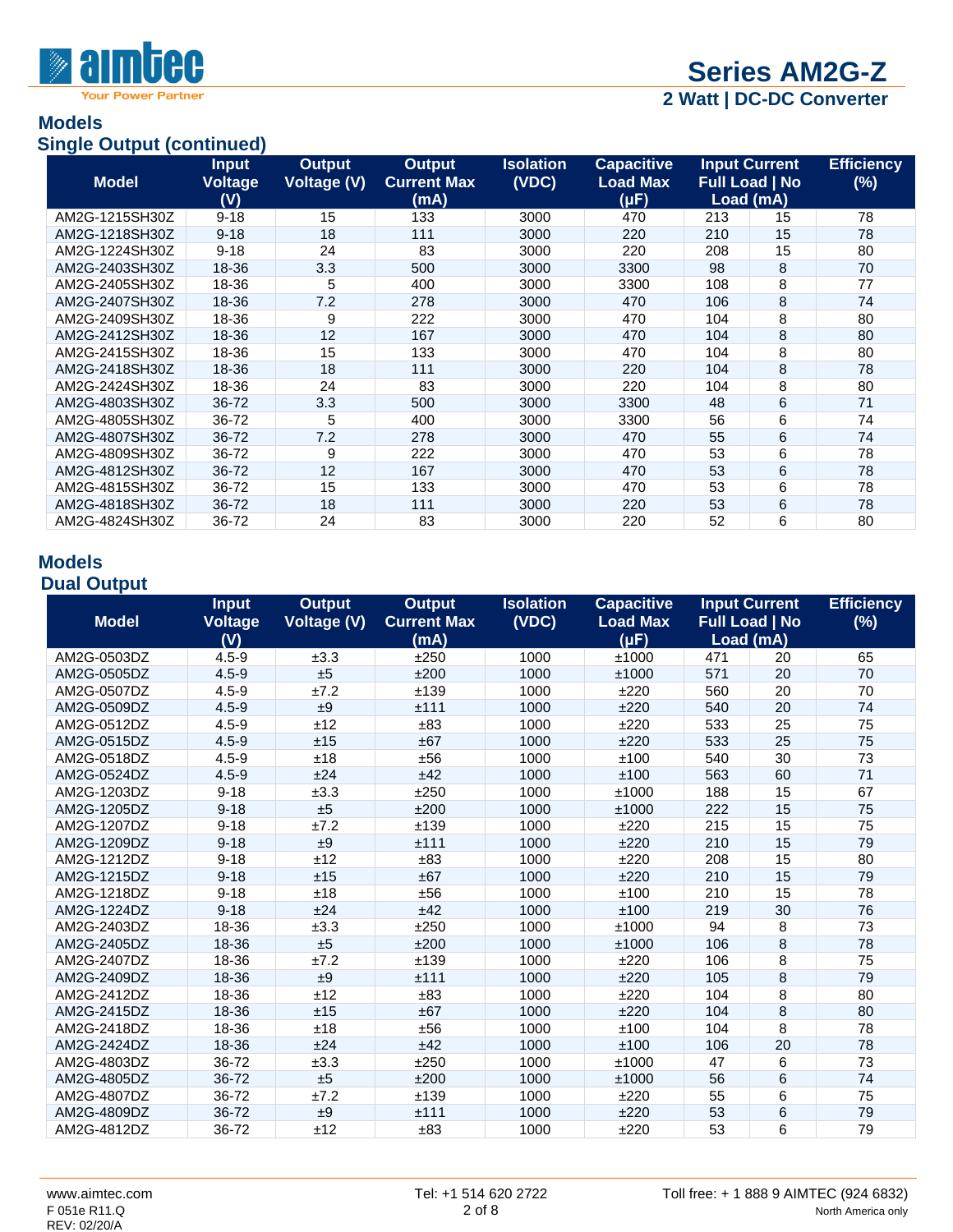## Models

### Single Output (continued)

| Model | Input Voltage (V) | Output Voltage (V) | Output Current Max (mA) | Isolation (VDC) | Capacitive Load Max (µF) | Input Current Full Load \| No Load (mA) | | Efficiency (%) |
|---|---|---|---|---|---|---|---|---|
| AM2G-1215SH30Z | 9-18 | 15 | 133 | 3000 | 470 | 213 | 15 | 78 |
| AM2G-1218SH30Z | 9-18 | 18 | 111 | 3000 | 220 | 210 | 15 | 78 |
| AM2G-1224SH30Z | 9-18 | 24 | 83 | 3000 | 220 | 208 | 15 | 80 |
| AM2G-2403SH30Z | 18-36 | 3.3 | 500 | 3000 | 3300 | 98 | 8 | 70 |
| AM2G-2405SH30Z | 18-36 | 5 | 400 | 3000 | 3300 | 108 | 8 | 77 |
| AM2G-2407SH30Z | 18-36 | 7.2 | 278 | 3000 | 470 | 106 | 8 | 74 |
| AM2G-2409SH30Z | 18-36 | 9 | 222 | 3000 | 470 | 104 | 8 | 80 |
| AM2G-2412SH30Z | 18-36 | 12 | 167 | 3000 | 470 | 104 | 8 | 80 |
| AM2G-2415SH30Z | 18-36 | 15 | 133 | 3000 | 470 | 104 | 8 | 80 |
| AM2G-2418SH30Z | 18-36 | 18 | 111 | 3000 | 220 | 104 | 8 | 78 |
| AM2G-2424SH30Z | 18-36 | 24 | 83 | 3000 | 220 | 104 | 8 | 80 |
| AM2G-4803SH30Z | 36-72 | 3.3 | 500 | 3000 | 3300 | 48 | 6 | 71 |
| AM2G-4805SH30Z | 36-72 | 5 | 400 | 3000 | 3300 | 56 | 6 | 74 |
| AM2G-4807SH30Z | 36-72 | 7.2 | 278 | 3000 | 470 | 55 | 6 | 74 |
| AM2G-4809SH30Z | 36-72 | 9 | 222 | 3000 | 470 | 53 | 6 | 78 |
| AM2G-4812SH30Z | 36-72 | 12 | 167 | 3000 | 470 | 53 | 6 | 78 |
| AM2G-4815SH30Z | 36-72 | 15 | 133 | 3000 | 470 | 53 | 6 | 78 |
| AM2G-4818SH30Z | 36-72 | 18 | 111 | 3000 | 220 | 53 | 6 | 78 |
| AM2G-4824SH30Z | 36-72 | 24 | 83 | 3000 | 220 | 52 | 6 | 80 |

## Models

### Dual Output

| Model | Input Voltage (V) | Output Voltage (V) | Output Current Max (mA) | Isolation (VDC) | Capacitive Load Max (µF) | Input Current Full Load \| No Load (mA) | | Efficiency (%) |
|---|---|---|---|---|---|---|---|---|
| AM2G-0503DZ | 4.5-9 | ±3.3 | ±250 | 1000 | ±1000 | 471 | 20 | 65 |
| AM2G-0505DZ | 4.5-9 | ±5 | ±200 | 1000 | ±1000 | 571 | 20 | 70 |
| AM2G-0507DZ | 4.5-9 | ±7.2 | ±139 | 1000 | ±220 | 560 | 20 | 70 |
| AM2G-0509DZ | 4.5-9 | ±9 | ±111 | 1000 | ±220 | 540 | 20 | 74 |
| AM2G-0512DZ | 4.5-9 | ±12 | ±83 | 1000 | ±220 | 533 | 25 | 75 |
| AM2G-0515DZ | 4.5-9 | ±15 | ±67 | 1000 | ±220 | 533 | 25 | 75 |
| AM2G-0518DZ | 4.5-9 | ±18 | ±56 | 1000 | ±100 | 540 | 30 | 73 |
| AM2G-0524DZ | 4.5-9 | ±24 | ±42 | 1000 | ±100 | 563 | 60 | 71 |
| AM2G-1203DZ | 9-18 | ±3.3 | ±250 | 1000 | ±1000 | 188 | 15 | 67 |
| AM2G-1205DZ | 9-18 | ±5 | ±200 | 1000 | ±1000 | 222 | 15 | 75 |
| AM2G-1207DZ | 9-18 | ±7.2 | ±139 | 1000 | ±220 | 215 | 15 | 75 |
| AM2G-1209DZ | 9-18 | ±9 | ±111 | 1000 | ±220 | 210 | 15 | 79 |
| AM2G-1212DZ | 9-18 | ±12 | ±83 | 1000 | ±220 | 208 | 15 | 80 |
| AM2G-1215DZ | 9-18 | ±15 | ±67 | 1000 | ±220 | 210 | 15 | 79 |
| AM2G-1218DZ | 9-18 | ±18 | ±56 | 1000 | ±100 | 210 | 15 | 78 |
| AM2G-1224DZ | 9-18 | ±24 | ±42 | 1000 | ±100 | 219 | 30 | 76 |
| AM2G-2403DZ | 18-36 | ±3.3 | ±250 | 1000 | ±1000 | 94 | 8 | 73 |
| AM2G-2405DZ | 18-36 | ±5 | ±200 | 1000 | ±1000 | 106 | 8 | 78 |
| AM2G-2407DZ | 18-36 | ±7.2 | ±139 | 1000 | ±220 | 106 | 8 | 75 |
| AM2G-2409DZ | 18-36 | ±9 | ±111 | 1000 | ±220 | 105 | 8 | 79 |
| AM2G-2412DZ | 18-36 | ±12 | ±83 | 1000 | ±220 | 104 | 8 | 80 |
| AM2G-2415DZ | 18-36 | ±15 | ±67 | 1000 | ±220 | 104 | 8 | 80 |
| AM2G-2418DZ | 18-36 | ±18 | ±56 | 1000 | ±100 | 104 | 8 | 78 |
| AM2G-2424DZ | 18-36 | ±24 | ±42 | 1000 | ±100 | 106 | 20 | 78 |
| AM2G-4803DZ | 36-72 | ±3.3 | ±250 | 1000 | ±1000 | 47 | 6 | 73 |
| AM2G-4805DZ | 36-72 | ±5 | ±200 | 1000 | ±1000 | 56 | 6 | 74 |
| AM2G-4807DZ | 36-72 | ±7.2 | ±139 | 1000 | ±220 | 55 | 6 | 75 |
| AM2G-4809DZ | 36-72 | ±9 | ±111 | 1000 | ±220 | 53 | 6 | 79 |
| AM2G-4812DZ | 36-72 | ±12 | ±83 | 1000 | ±220 | 53 | 6 | 79 |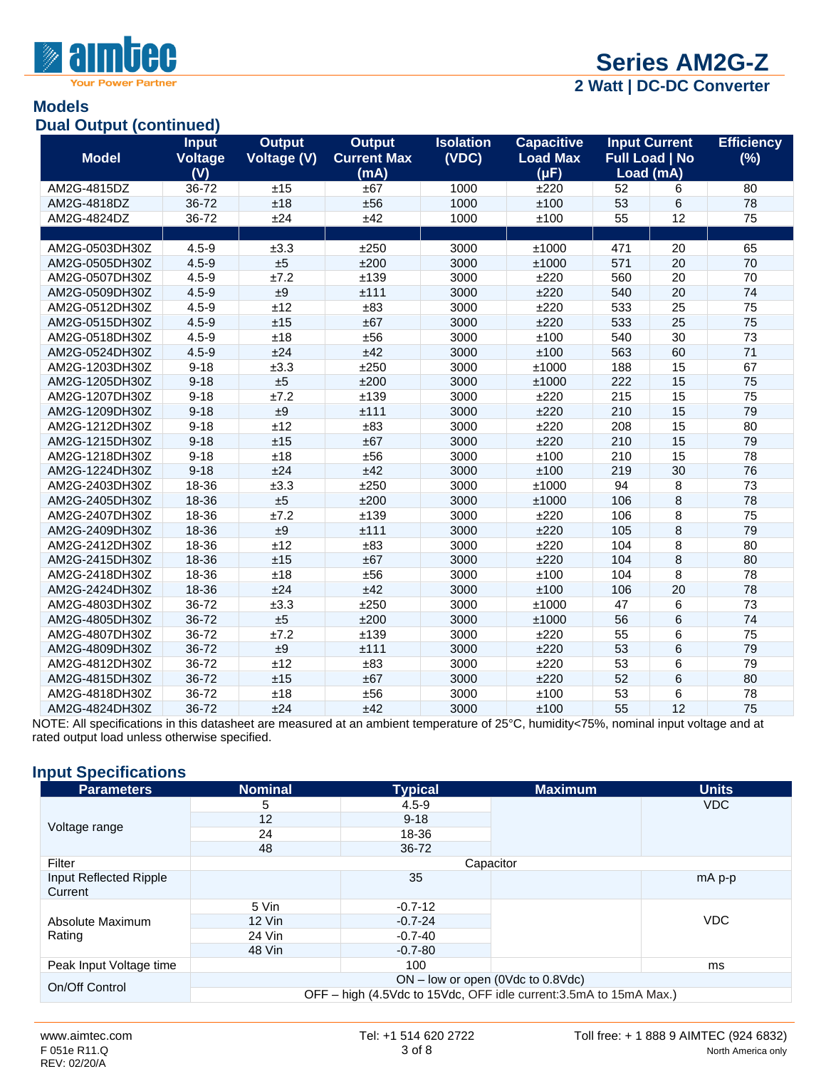## Models

### Dual Output (continued)

| Model | Input Voltage (V) | Output Voltage (V) | Output Current Max (mA) | Isolation (VDC) | Capacitive Load Max (µF) | Input Current Full Load | No Load (mA) | | Efficiency (%) |
|---|---|---|---|---|---|---|---|---|
| AM2G-4815DZ | 36-72 | ±15 | ±67 | 1000 | ±220 | 52 | 6 | 80 |
| AM2G-4818DZ | 36-72 | ±18 | ±56 | 1000 | ±100 | 53 | 6 | 78 |
| AM2G-4824DZ | 36-72 | ±24 | ±42 | 1000 | ±100 | 55 | 12 | 75 |
| | | | | | | | | |
| AM2G-0503DH30Z | 4.5-9 | ±3.3 | ±250 | 3000 | ±1000 | 471 | 20 | 65 |
| AM2G-0505DH30Z | 4.5-9 | ±5 | ±200 | 3000 | ±1000 | 571 | 20 | 70 |
| AM2G-0507DH30Z | 4.5-9 | ±7.2 | ±139 | 3000 | ±220 | 560 | 20 | 70 |
| AM2G-0509DH30Z | 4.5-9 | ±9 | ±111 | 3000 | ±220 | 540 | 20 | 74 |
| AM2G-0512DH30Z | 4.5-9 | ±12 | ±83 | 3000 | ±220 | 533 | 25 | 75 |
| AM2G-0515DH30Z | 4.5-9 | ±15 | ±67 | 3000 | ±220 | 533 | 25 | 75 |
| AM2G-0518DH30Z | 4.5-9 | ±18 | ±56 | 3000 | ±100 | 540 | 30 | 73 |
| AM2G-0524DH30Z | 4.5-9 | ±24 | ±42 | 3000 | ±100 | 563 | 60 | 71 |
| AM2G-1203DH30Z | 9-18 | ±3.3 | ±250 | 3000 | ±1000 | 188 | 15 | 67 |
| AM2G-1205DH30Z | 9-18 | ±5 | ±200 | 3000 | ±1000 | 222 | 15 | 75 |
| AM2G-1207DH30Z | 9-18 | ±7.2 | ±139 | 3000 | ±220 | 215 | 15 | 75 |
| AM2G-1209DH30Z | 9-18 | ±9 | ±111 | 3000 | ±220 | 210 | 15 | 79 |
| AM2G-1212DH30Z | 9-18 | ±12 | ±83 | 3000 | ±220 | 208 | 15 | 80 |
| AM2G-1215DH30Z | 9-18 | ±15 | ±67 | 3000 | ±220 | 210 | 15 | 79 |
| AM2G-1218DH30Z | 9-18 | ±18 | ±56 | 3000 | ±100 | 210 | 15 | 78 |
| AM2G-1224DH30Z | 9-18 | ±24 | ±42 | 3000 | ±100 | 219 | 30 | 76 |
| AM2G-2403DH30Z | 18-36 | ±3.3 | ±250 | 3000 | ±1000 | 94 | 8 | 73 |
| AM2G-2405DH30Z | 18-36 | ±5 | ±200 | 3000 | ±1000 | 106 | 8 | 78 |
| AM2G-2407DH30Z | 18-36 | ±7.2 | ±139 | 3000 | ±220 | 106 | 8 | 75 |
| AM2G-2409DH30Z | 18-36 | ±9 | ±111 | 3000 | ±220 | 105 | 8 | 79 |
| AM2G-2412DH30Z | 18-36 | ±12 | ±83 | 3000 | ±220 | 104 | 8 | 80 |
| AM2G-2415DH30Z | 18-36 | ±15 | ±67 | 3000 | ±220 | 104 | 8 | 80 |
| AM2G-2418DH30Z | 18-36 | ±18 | ±56 | 3000 | ±100 | 104 | 8 | 78 |
| AM2G-2424DH30Z | 18-36 | ±24 | ±42 | 3000 | ±100 | 106 | 20 | 78 |
| AM2G-4803DH30Z | 36-72 | ±3.3 | ±250 | 3000 | ±1000 | 47 | 6 | 73 |
| AM2G-4805DH30Z | 36-72 | ±5 | ±200 | 3000 | ±1000 | 56 | 6 | 74 |
| AM2G-4807DH30Z | 36-72 | ±7.2 | ±139 | 3000 | ±220 | 55 | 6 | 75 |
| AM2G-4809DH30Z | 36-72 | ±9 | ±111 | 3000 | ±220 | 53 | 6 | 79 |
| AM2G-4812DH30Z | 36-72 | ±12 | ±83 | 3000 | ±220 | 53 | 6 | 79 |
| AM2G-4815DH30Z | 36-72 | ±15 | ±67 | 3000 | ±220 | 52 | 6 | 80 |
| AM2G-4818DH30Z | 36-72 | ±18 | ±56 | 3000 | ±100 | 53 | 6 | 78 |
| AM2G-4824DH30Z | 36-72 | ±24 | ±42 | 3000 | ±100 | 55 | 12 | 75 |

NOTE: All specifications in this datasheet are measured at an ambient temperature of 25°C, humidity<75%, nominal input voltage and at rated output load unless otherwise specified.

## Input Specifications

| Parameters | Nominal | Typical | Maximum | Units |
|---|---|---|---|---|
| Voltage range | 5 | 4.5-9 | | VDC |
| | 12 | 9-18 | | |
| | 24 | 18-36 | | |
| | 48 | 36-72 | | |
| Filter | Capacitor | | | |
| Input Reflected Ripple Current | | 35 | | mA p-p |
| Absolute Maximum Rating | 5 Vin | -0.7-12 | | VDC |
| | 12 Vin | -0.7-24 | | |
| | 24 Vin | -0.7-40 | | |
| | 48 Vin | -0.7-80 | | |
| Peak Input Voltage time | | 100 | | ms |
| On/Off Control | ON – low or open (0Vdc to 0.8Vdc) | | | |
| | OFF – high (4.5Vdc to 15Vdc, OFF idle current:3.5mA to 15mA Max.) | | | |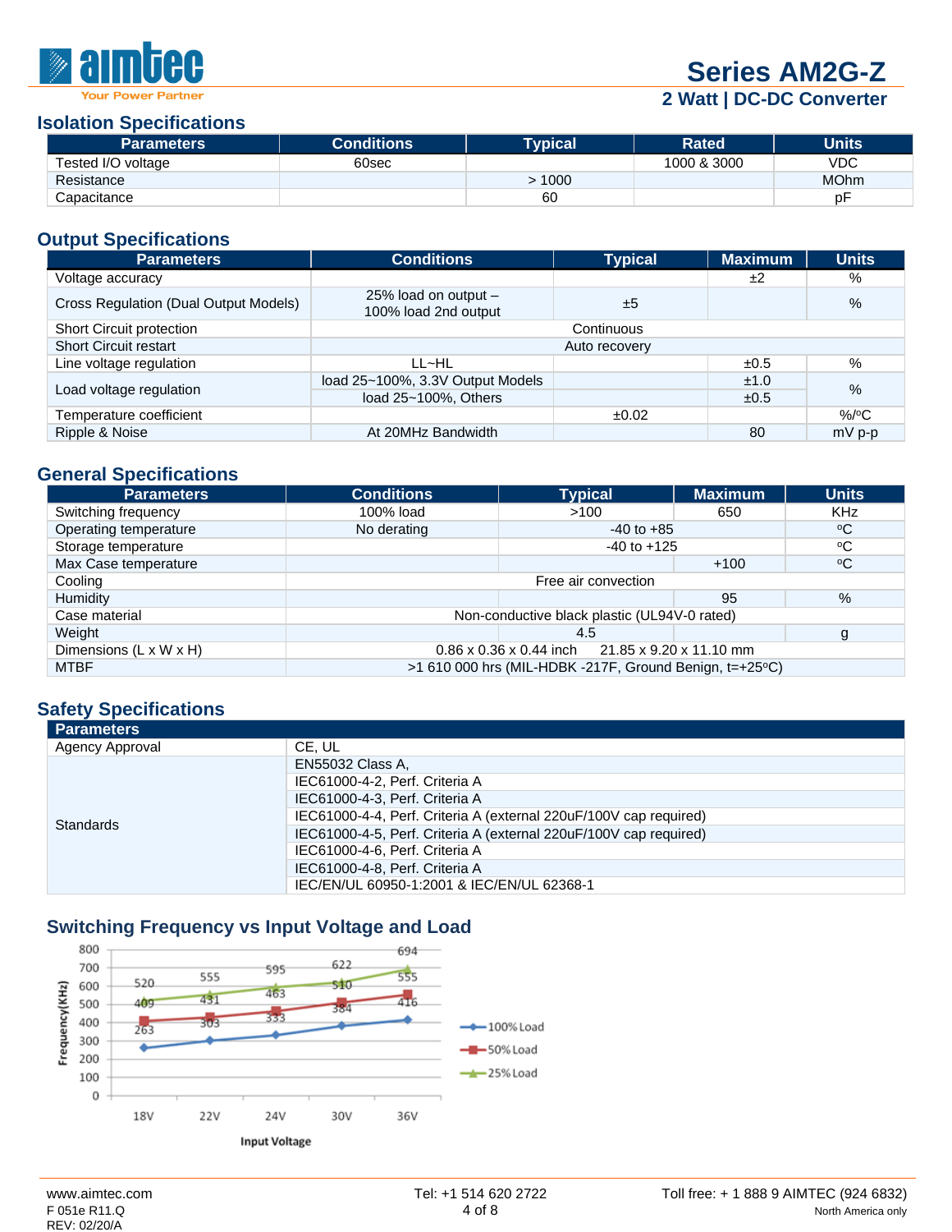# Series AM2G-Z

## 2 Watt | DC-DC Converter

## Isolation Specifications

| Parameters | Conditions | Typical | Rated | Units |
|---|---|---|---|---|
| Tested I/O voltage | 60sec | | 1000 & 3000 | VDC |
| Resistance | | > 1000 | | MOhm |
| Capacitance | | 60 | | pF |

## Output Specifications

| Parameters | Conditions | Typical | Maximum | Units |
|---|---|---|---|---|
| Voltage accuracy | | | ±2 | % |
| Cross Regulation (Dual Output Models) | 25% load on output – 100% load 2nd output | ±5 | | % |
| Short Circuit protection | Continuous | | | |
| Short Circuit restart | Auto recovery | | | |
| Line voltage regulation | LL~HL | | ±0.5 | % |
| Load voltage regulation | load 25~100%, 3.3V Output Models | | ±1.0 | % |
| | load 25~100%, Others | | ±0.5 | |
| Temperature coefficient | | ±0.02 | | %/ºC |
| Ripple & Noise | At 20MHz Bandwidth | | 80 | mV p-p |

## General Specifications

| Parameters | Conditions | Typical | Maximum | Units |
|---|---|---|---|---|
| Switching frequency | 100% load | >100 | 650 | KHz |
| Operating temperature | No derating | -40 to +85 | | ºC |
| Storage temperature | | -40 to +125 | | ºC |
| Max Case temperature | | | +100 | ºC |
| Cooling | Free air convection | | | |
| Humidity | | | 95 | % |
| Case material | Non-conductive black plastic (UL94V-0 rated) | | | |
| Weight | | 4.5 | | g |
| Dimensions (L x W x H) | 0.86 x 0.36 x 0.44 inch &nbsp;&nbsp; 21.85 x 9.20 x 11.10 mm | | | |
| MTBF | >1 610 000 hrs (MIL-HDBK -217F, Ground Benign, t=+25ºC) | | | |

## Safety Specifications

| Parameters | |
|---|---|
| Agency Approval | CE, UL |
| Standards | EN55032 Class A, |
| | IEC61000-4-2, Perf. Criteria A |
| | IEC61000-4-3, Perf. Criteria A |
| | IEC61000-4-4, Perf. Criteria A (external 220uF/100V cap required) |
| | IEC61000-4-5, Perf. Criteria A (external 220uF/100V cap required) |
| | IEC61000-4-6, Perf. Criteria A |
| | IEC61000-4-8, Perf. Criteria A |
| | IEC/EN/UL 60950-1:2001 & IEC/EN/UL 62368-1 |

## Switching Frequency vs Input Voltage and Load

| Input Voltage | 18V | 22V | 24V | 30V | 36V |
|---|---|---|---|---|---|
| 100% Load (KHz) | 263 | 303 | 333 | 384 | 416 |
| 50% Load (KHz) | 409 | 431 | 463 | 510 | 555 |
| 25% Load (KHz) | 520 | 555 | 595 | 622 | 694 |

www.aimtec.com &nbsp;&nbsp; Tel: +1 514 620 2722 &nbsp;&nbsp; Toll free: + 1 888 9 AIMTEC (924 6832) North America only

F 051e R11.Q
REV: 02/20/A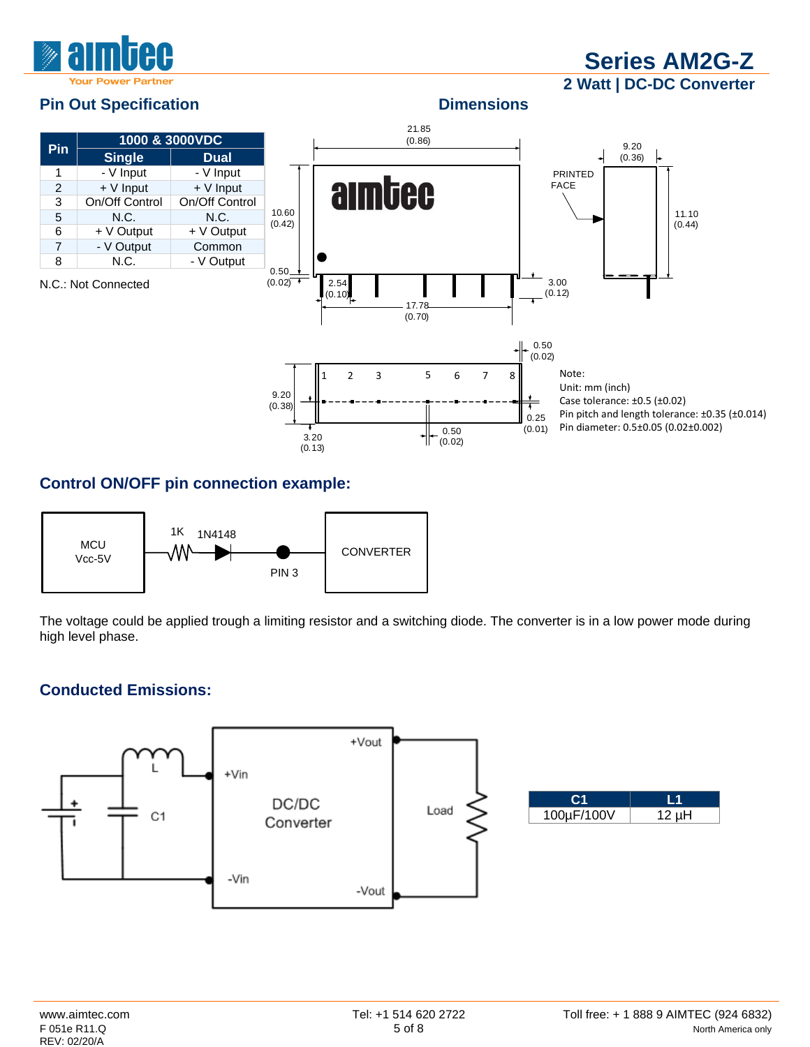## Pin Out Specification

| Pin | 1000 & 3000VDC | |
|---|---|---|
| | Single | Dual |
| 1 | - V Input | - V Input |
| 2 | + V Input | + V Input |
| 3 | On/Off Control | On/Off Control |
| 5 | N.C. | N.C. |
| 6 | + V Output | + V Output |
| 7 | - V Output | Common |
| 8 | N.C. | - V Output |

N.C.: Not Connected

## Dimensions

Note:
Unit: mm (inch)
Case tolerance: ±0.5 (±0.02)
Pin pitch and length tolerance: ±0.35 (±0.014)
Pin diameter: 0.5±0.05 (0.02±0.002)

## Control ON/OFF pin connection example:

The voltage could be applied trough a limiting resistor and a switching diode. The converter is in a low power mode during high level phase.

## Conducted Emissions:

| C1 | L1 |
|---|---|
| 100µF/100V | 12 µH |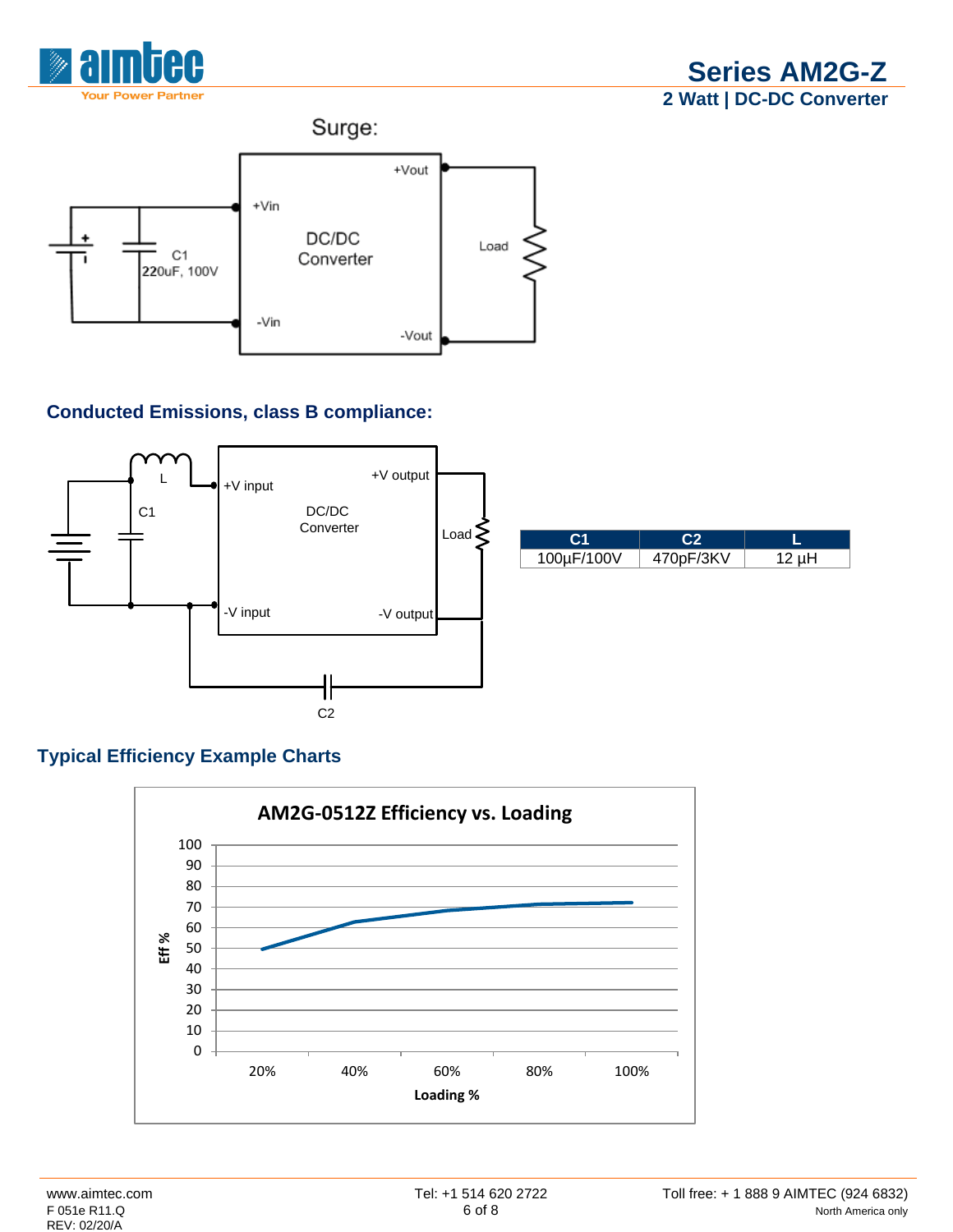## Surge:

## Conducted Emissions, class B compliance:

| C1 | C2 | L |
|---|---|---|
| 100µF/100V | 470pF/3KV | 12 µH |

## Typical Efficiency Example Charts

**AM2G-0512Z Efficiency vs. Loading**

| Loading % | Eff % (approx.) |
|---|---|
| 20% | 49 |
| 40% | 63 |
| 60% | 68 |
| 80% | 71 |
| 100% | 72 |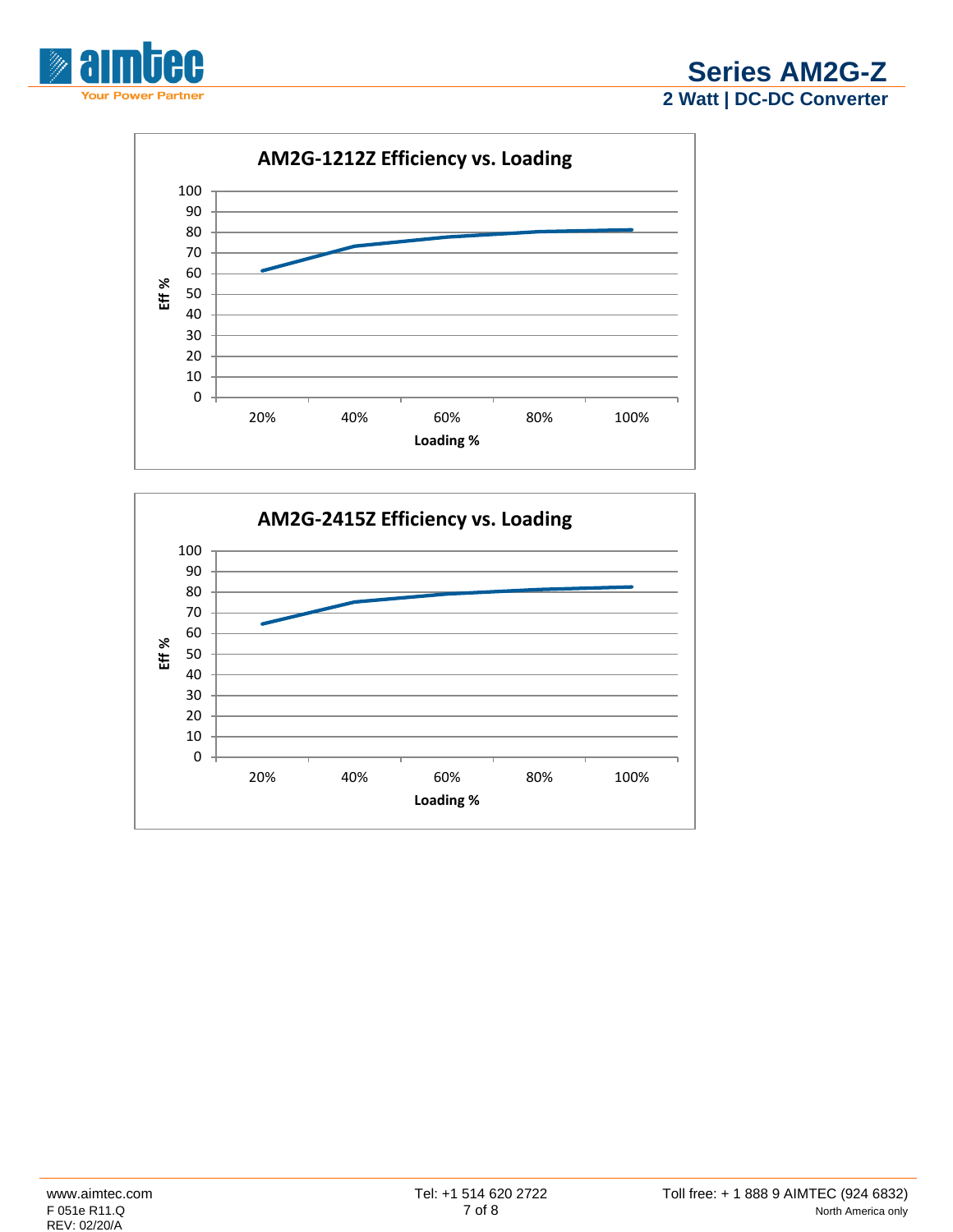**AM2G-1212Z Efficiency vs. Loading**

Eff % (0–100) vs. Loading % (20%, 40%, 60%, 80%, 100%)

**AM2G-2415Z Efficiency vs. Loading**

Eff % (0–100) vs. Loading % (20%, 40%, 60%, 80%, 100%)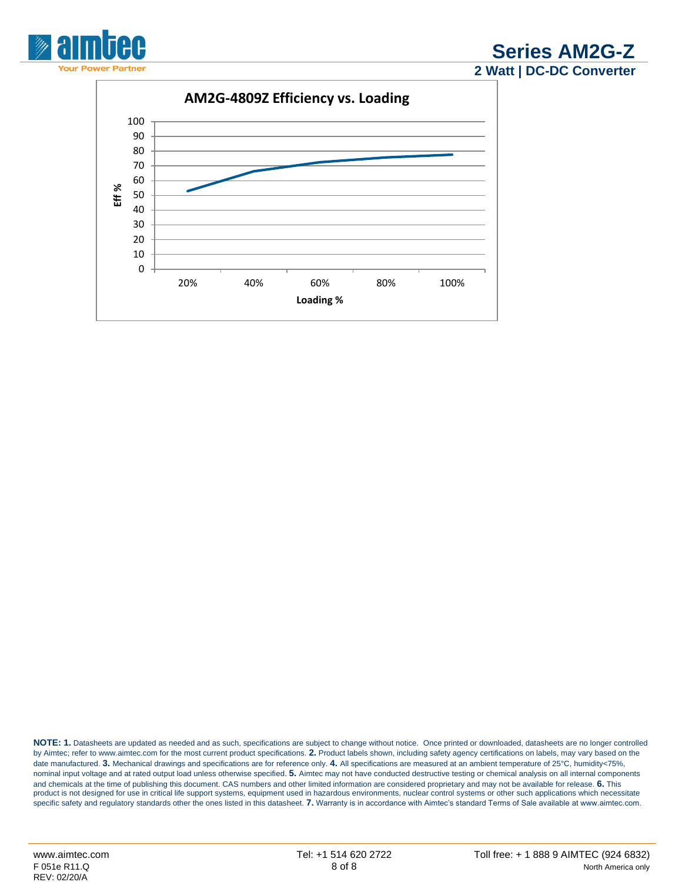AM2G-4809Z Efficiency vs. Loading

Eff %

100
90
80
70
60
50
40
30
20
10
0

20% 40% 60% 80% 100%

Loading %

**NOTE: 1.** Datasheets are updated as needed and as such, specifications are subject to change without notice. Once printed or downloaded, datasheets are no longer controlled by Aimtec; refer to www.aimtec.com for the most current product specifications. **2.** Product labels shown, including safety agency certifications on labels, may vary based on the date manufactured. **3.** Mechanical drawings and specifications are for reference only. **4.** All specifications are measured at an ambient temperature of 25°C, humidity<75%, nominal input voltage and at rated output load unless otherwise specified. **5.** Aimtec may not have conducted destructive testing or chemical analysis on all internal components and chemicals at the time of publishing this document. CAS numbers and other limited information are considered proprietary and may not be available for release. **6.** This product is not designed for use in critical life support systems, equipment used in hazardous environments, nuclear control systems or other such applications which necessitate specific safety and regulatory standards other the ones listed in this datasheet. **7.** Warranty is in accordance with Aimtec's standard Terms of Sale available at www.aimtec.com.